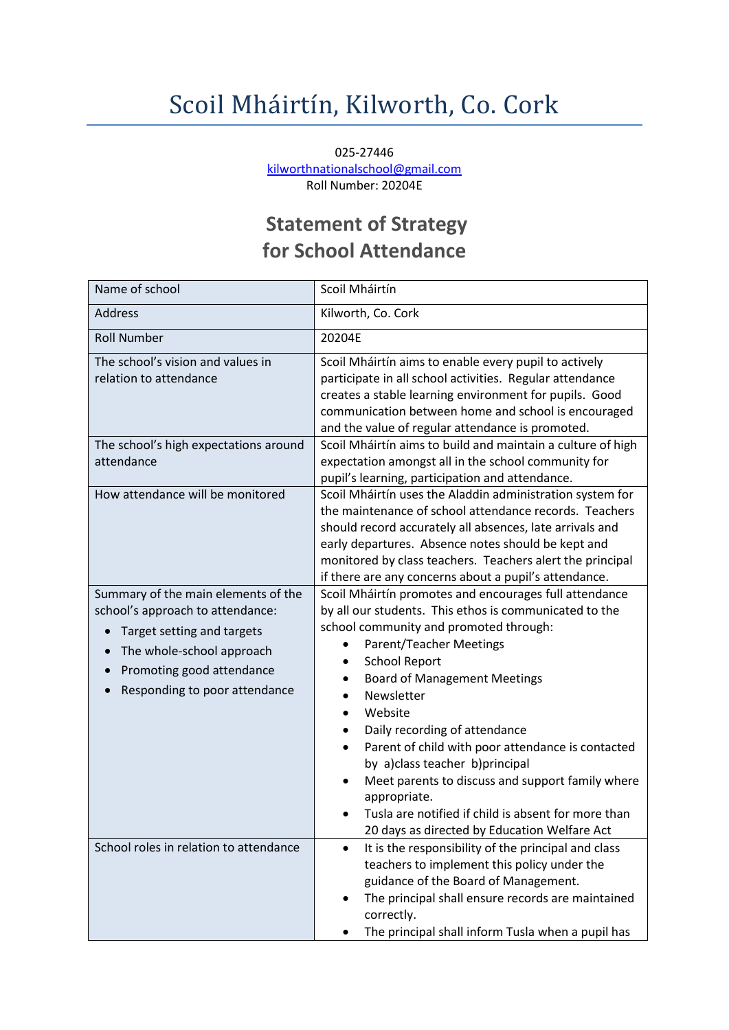# Scoil Mháirtín, Kilworth, Co. Cork

025-27446
kilworthnationalschool@gmail.com
Roll Number: 20204E

## Statement of Strategy for School Attendance

| | |
|---|---|
| Name of school | Scoil Mháirtín |
| Address | Kilworth, Co. Cork |
| Roll Number | 20204E |
| The school's vision and values in relation to attendance | Scoil Mháirtín aims to enable every pupil to actively participate in all school activities. Regular attendance creates a stable learning environment for pupils. Good communication between home and school is encouraged and the value of regular attendance is promoted. |
| The school's high expectations around attendance | Scoil Mháirtín aims to build and maintain a culture of high expectation amongst all in the school community for pupil's learning, participation and attendance. |
| How attendance will be monitored | Scoil Mháirtín uses the Aladdin administration system for the maintenance of school attendance records. Teachers should record accurately all absences, late arrivals and early departures. Absence notes should be kept and monitored by class teachers. Teachers alert the principal if there are any concerns about a pupil's attendance. |
| Summary of the main elements of the school's approach to attendance:<br>• Target setting and targets<br>• The whole-school approach<br>• Promoting good attendance<br>• Responding to poor attendance | Scoil Mháirtín promotes and encourages full attendance by all our students. This ethos is communicated to the school community and promoted through:<br>• Parent/Teacher Meetings<br>• School Report<br>• Board of Management Meetings<br>• Newsletter<br>• Website<br>• Daily recording of attendance<br>• Parent of child with poor attendance is contacted by a)class teacher b)principal<br>• Meet parents to discuss and support family where appropriate.<br>• Tusla are notified if child is absent for more than 20 days as directed by Education Welfare Act |
| School roles in relation to attendance | • It is the responsibility of the principal and class teachers to implement this policy under the guidance of the Board of Management.<br>• The principal shall ensure records are maintained correctly.<br>• The principal shall inform Tusla when a pupil has |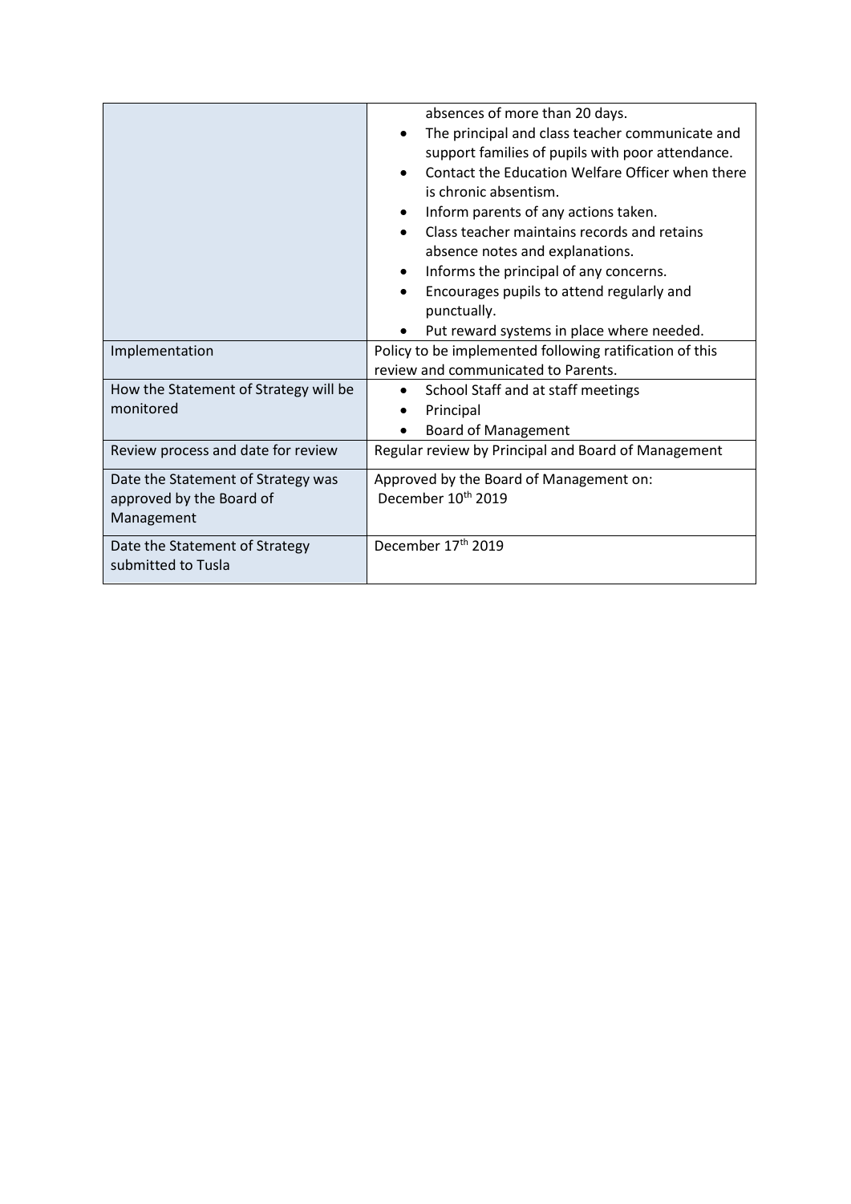| | |
|---|---|
| | absences of more than 20 days.<br>• The principal and class teacher communicate and support families of pupils with poor attendance.<br>• Contact the Education Welfare Officer when there is chronic absentism.<br>• Inform parents of any actions taken.<br>• Class teacher maintains records and retains absence notes and explanations.<br>• Informs the principal of any concerns.<br>• Encourages pupils to attend regularly and punctually.<br>• Put reward systems in place where needed. |
| Implementation | Policy to be implemented following ratification of this review and communicated to Parents. |
| How the Statement of Strategy will be monitored | • School Staff and at staff meetings<br>• Principal<br>• Board of Management |
| Review process and date for review | Regular review by Principal and Board of Management |
| Date the Statement of Strategy was approved by the Board of Management | Approved by the Board of Management on:<br>December 10th 2019 |
| Date the Statement of Strategy submitted to Tusla | December 17th 2019 |